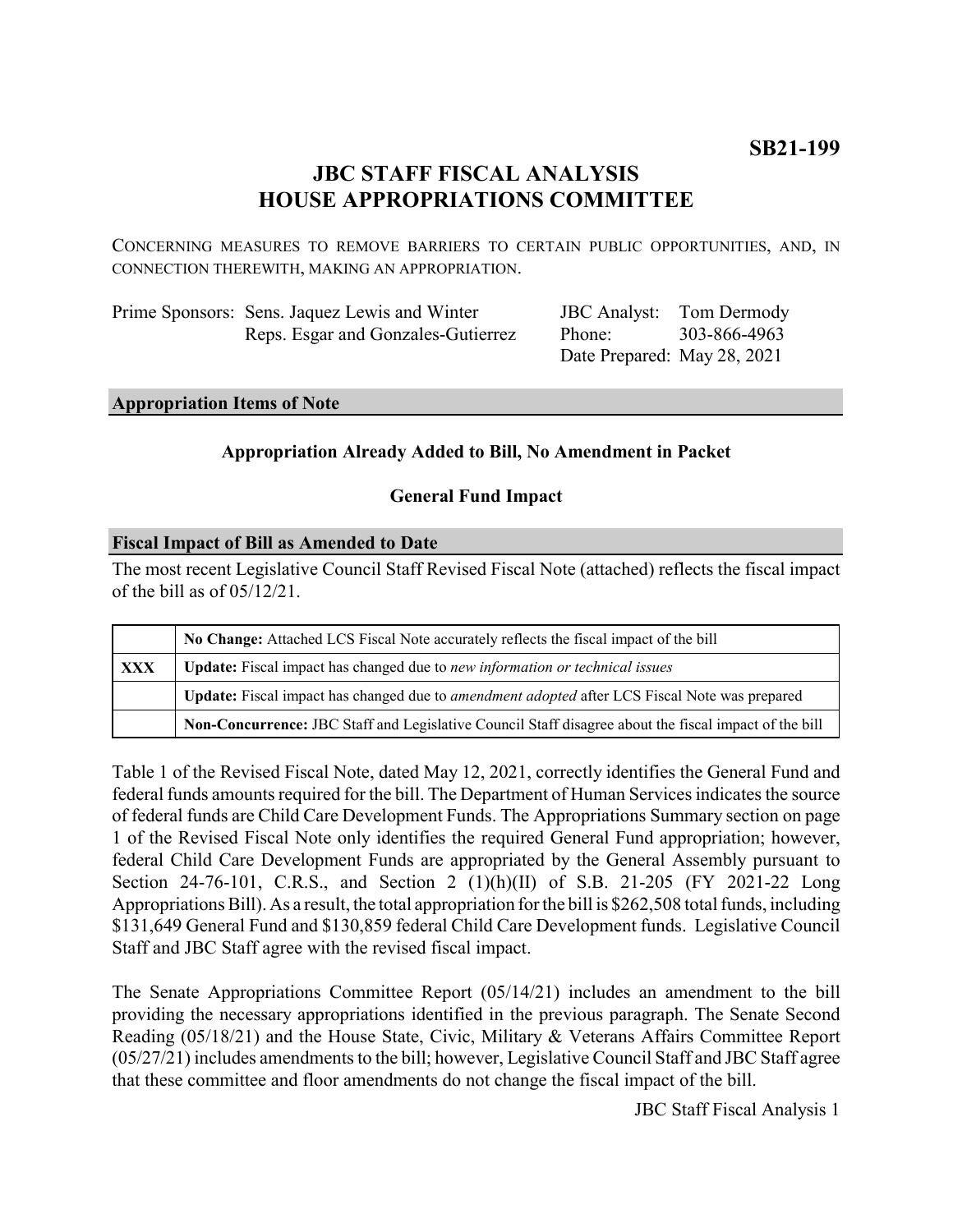**SB21-199**

# JBC STAFF FISCAL ANALYSIS
# HOUSE APPROPRIATIONS COMMITTEE

CONCERNING MEASURES TO REMOVE BARRIERS TO CERTAIN PUBLIC OPPORTUNITIES, AND, IN CONNECTION THEREWITH, MAKING AN APPROPRIATION.

| | | | |
|---|---|---|---|
| Prime Sponsors: | Sens. Jaquez Lewis and Winter | JBC Analyst: | Tom Dermody |
| | Reps. Esgar and Gonzales-Gutierrez | Phone: | 303-866-4963 |
| | | Date Prepared: | May 28, 2021 |

## Appropriation Items of Note

**Appropriation Already Added to Bill, No Amendment in Packet**

**General Fund Impact**

## Fiscal Impact of Bill as Amended to Date

The most recent Legislative Council Staff Revised Fiscal Note (attached) reflects the fiscal impact of the bill as of 05/12/21.

| | |
|---|---|
| | **No Change:** Attached LCS Fiscal Note accurately reflects the fiscal impact of the bill |
| **XXX** | **Update:** Fiscal impact has changed due to *new information or technical issues* |
| | **Update:** Fiscal impact has changed due to *amendment adopted* after LCS Fiscal Note was prepared |
| | **Non-Concurrence:** JBC Staff and Legislative Council Staff disagree about the fiscal impact of the bill |

Table 1 of the Revised Fiscal Note, dated May 12, 2021, correctly identifies the General Fund and federal funds amounts required for the bill. The Department of Human Services indicates the source of federal funds are Child Care Development Funds. The Appropriations Summary section on page 1 of the Revised Fiscal Note only identifies the required General Fund appropriation; however, federal Child Care Development Funds are appropriated by the General Assembly pursuant to Section 24-76-101, C.R.S., and Section 2 (1)(h)(II) of S.B. 21-205 (FY 2021-22 Long Appropriations Bill). As a result, the total appropriation for the bill is $262,508 total funds, including $131,649 General Fund and $130,859 federal Child Care Development funds. Legislative Council Staff and JBC Staff agree with the revised fiscal impact.

The Senate Appropriations Committee Report (05/14/21) includes an amendment to the bill providing the necessary appropriations identified in the previous paragraph. The Senate Second Reading (05/18/21) and the House State, Civic, Military & Veterans Affairs Committee Report (05/27/21) includes amendments to the bill; however, Legislative Council Staff and JBC Staff agree that these committee and floor amendments do not change the fiscal impact of the bill.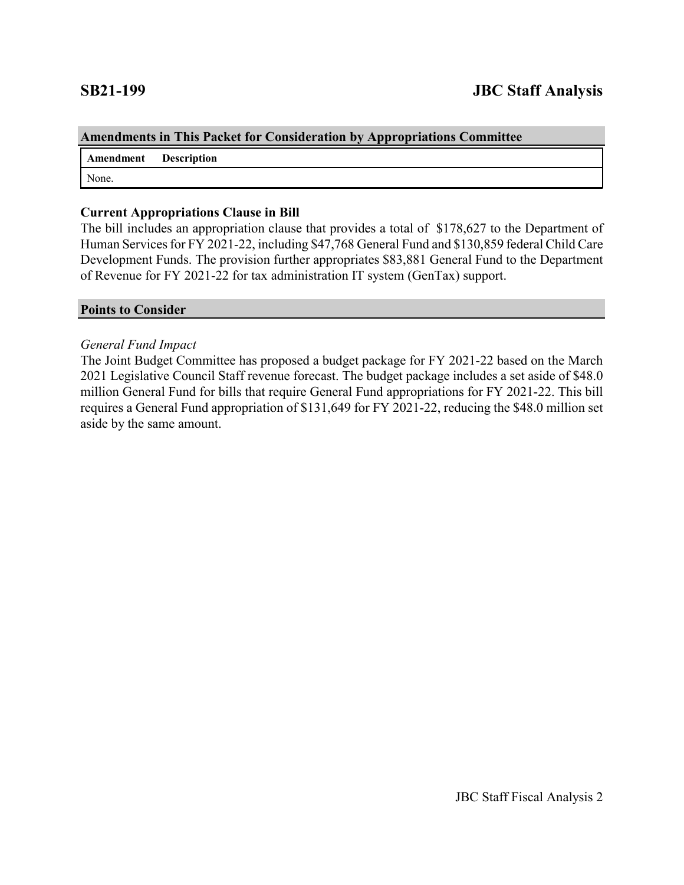# SB21-199 JBC Staff Analysis

## Amendments in This Packet for Consideration by Appropriations Committee

| Amendment | Description |
| --- | --- |
| None. | |

### Current Appropriations Clause in Bill

The bill includes an appropriation clause that provides a total of $178,627 to the Department of Human Services for FY 2021-22, including $47,768 General Fund and $130,859 federal Child Care Development Funds. The provision further appropriates $83,881 General Fund to the Department of Revenue for FY 2021-22 for tax administration IT system (GenTax) support.

## Points to Consider

*General Fund Impact*

The Joint Budget Committee has proposed a budget package for FY 2021-22 based on the March 2021 Legislative Council Staff revenue forecast. The budget package includes a set aside of $48.0 million General Fund for bills that require General Fund appropriations for FY 2021-22. This bill requires a General Fund appropriation of $131,649 for FY 2021-22, reducing the $48.0 million set aside by the same amount.